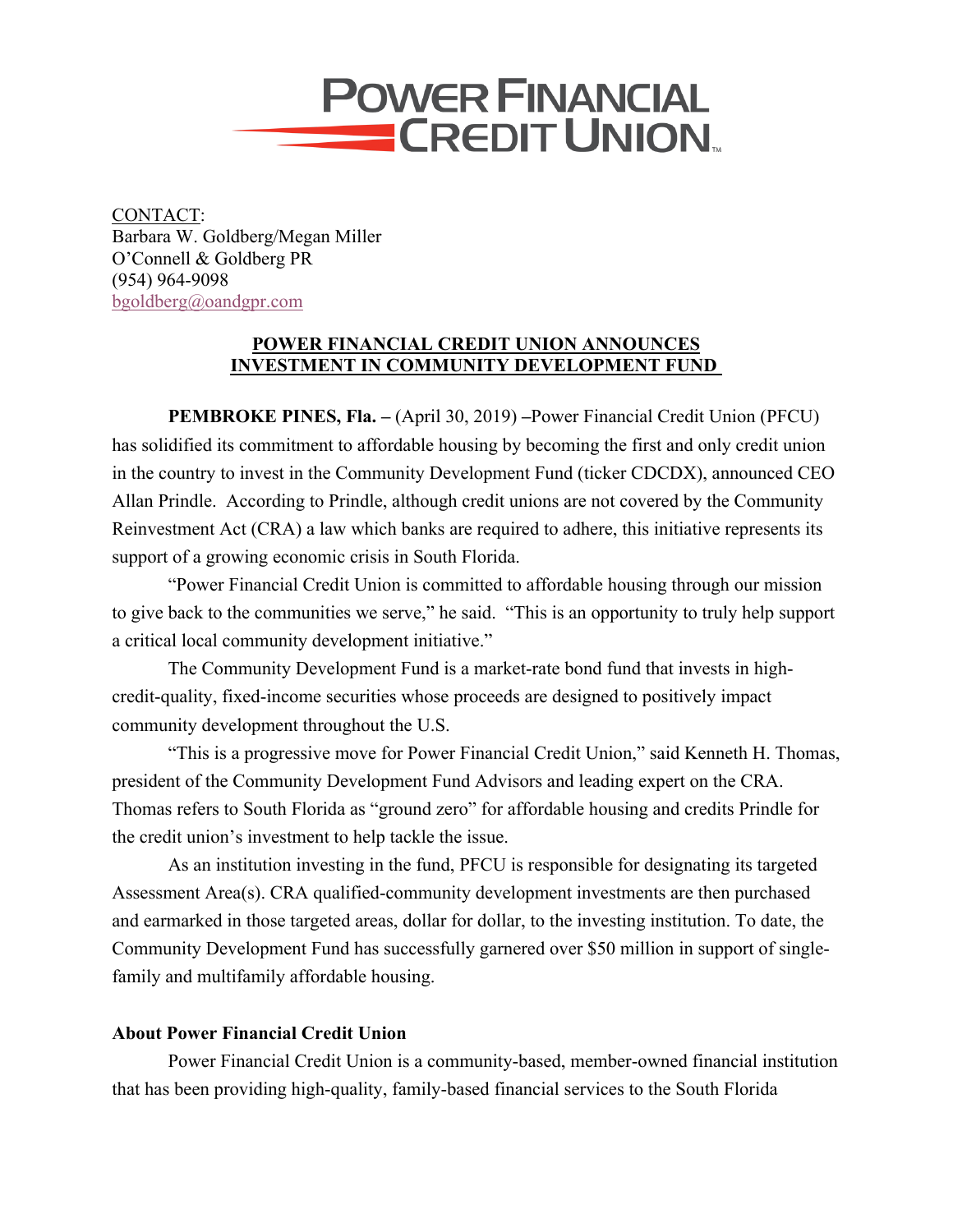# POWER FINANCIAL CREDIT UNION

CONTACT:
Barbara W. Goldberg/Megan Miller
O'Connell & Goldberg PR
(954) 964-9098
bgoldberg@oandgpr.com

## POWER FINANCIAL CREDIT UNION ANNOUNCES INVESTMENT IN COMMUNITY DEVELOPMENT FUND

**PEMBROKE PINES, Fla. –** (April 30, 2019) –Power Financial Credit Union (PFCU) has solidified its commitment to affordable housing by becoming the first and only credit union in the country to invest in the Community Development Fund (ticker CDCDX), announced CEO Allan Prindle. According to Prindle, although credit unions are not covered by the Community Reinvestment Act (CRA) a law which banks are required to adhere, this initiative represents its support of a growing economic crisis in South Florida.

"Power Financial Credit Union is committed to affordable housing through our mission to give back to the communities we serve," he said. "This is an opportunity to truly help support a critical local community development initiative."

The Community Development Fund is a market-rate bond fund that invests in high-credit-quality, fixed-income securities whose proceeds are designed to positively impact community development throughout the U.S.

"This is a progressive move for Power Financial Credit Union," said Kenneth H. Thomas, president of the Community Development Fund Advisors and leading expert on the CRA. Thomas refers to South Florida as "ground zero" for affordable housing and credits Prindle for the credit union's investment to help tackle the issue.

As an institution investing in the fund, PFCU is responsible for designating its targeted Assessment Area(s). CRA qualified-community development investments are then purchased and earmarked in those targeted areas, dollar for dollar, to the investing institution. To date, the Community Development Fund has successfully garnered over $50 million in support of single-family and multifamily affordable housing.

**About Power Financial Credit Union**

Power Financial Credit Union is a community-based, member-owned financial institution that has been providing high-quality, family-based financial services to the South Florida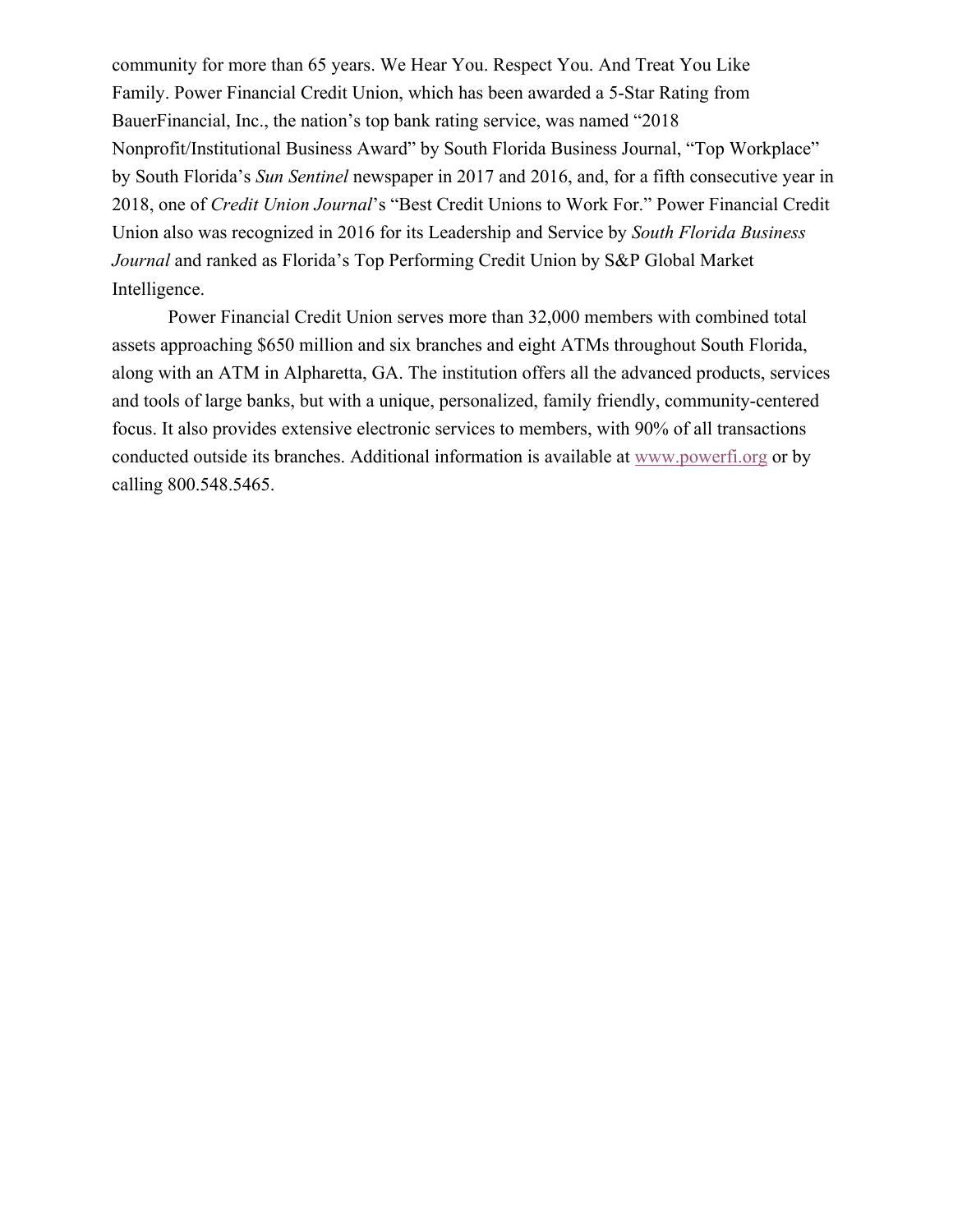community for more than 65 years. We Hear You. Respect You. And Treat You Like Family. Power Financial Credit Union, which has been awarded a 5-Star Rating from BauerFinancial, Inc., the nation's top bank rating service, was named "2018 Nonprofit/Institutional Business Award" by South Florida Business Journal, "Top Workplace" by South Florida's *Sun Sentinel* newspaper in 2017 and 2016, and, for a fifth consecutive year in 2018, one of *Credit Union Journal*'s "Best Credit Unions to Work For." Power Financial Credit Union also was recognized in 2016 for its Leadership and Service by *South Florida Business Journal* and ranked as Florida's Top Performing Credit Union by S&P Global Market Intelligence.

Power Financial Credit Union serves more than 32,000 members with combined total assets approaching $650 million and six branches and eight ATMs throughout South Florida, along with an ATM in Alpharetta, GA. The institution offers all the advanced products, services and tools of large banks, but with a unique, personalized, family friendly, community-centered focus. It also provides extensive electronic services to members, with 90% of all transactions conducted outside its branches. Additional information is available at [www.powerfi.org](http://www.powerfi.org) or by calling 800.548.5465.